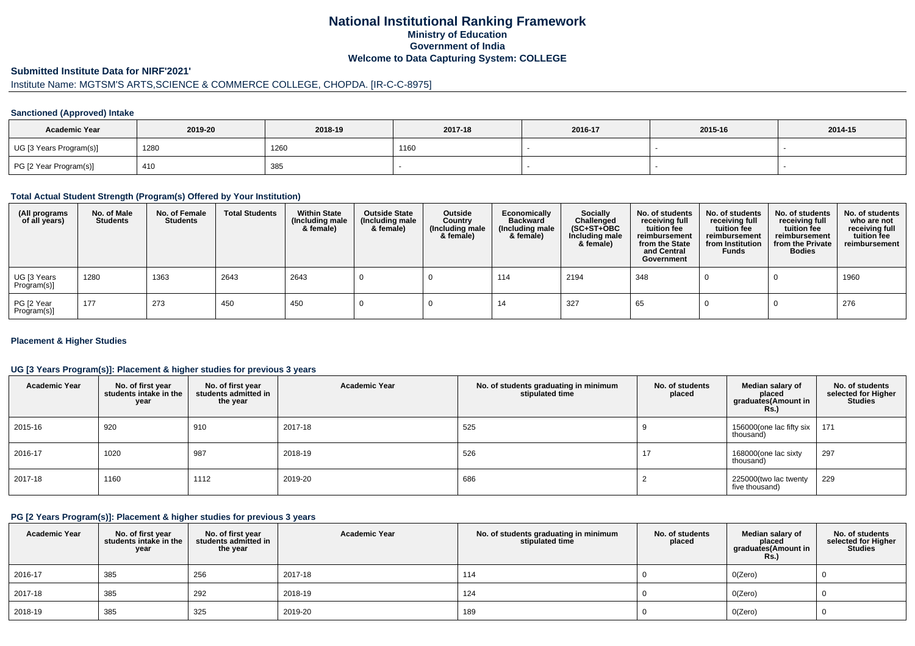# National Institutional Ranking Framework
## Ministry of Education
## Government of India
## Welcome to Data Capturing System: COLLEGE

### Submitted Institute Data for NIRF'2021'

Institute Name: MGTSM'S ARTS,SCIENCE & COMMERCE COLLEGE, CHOPDA. [IR-C-C-8975]

#### Sanctioned (Approved) Intake

| Academic Year | 2019-20 | 2018-19 | 2017-18 | 2016-17 | 2015-16 | 2014-15 |
|---|---|---|---|---|---|---|
| UG [3 Years Program(s)] | 1280 | 1260 | 1160 | - | - | - |
| PG [2 Year Program(s)] | 410 | 385 | - | - | - | - |

#### Total Actual Student Strength (Program(s) Offered by Your Institution)

| (All programs of all years) | No. of Male Students | No. of Female Students | Total Students | Within State (Including male & female) | Outside State (Including male & female) | Outside Country (Including male & female) | Economically Backward (Including male & female) | Socially Challenged (SC+ST+OBC Including male & female) | No. of students receiving full tuition fee reimbursement from the State and Central Government | No. of students receiving full tuition fee reimbursement from Institution Funds | No. of students receiving full tuition fee reimbursement from the Private Bodies | No. of students who are not receiving full tuition fee reimbursement |
|---|---|---|---|---|---|---|---|---|---|---|---|---|
| UG [3 Years Program(s)] | 1280 | 1363 | 2643 | 2643 | 0 | 0 | 114 | 2194 | 348 | 0 | 0 | 1960 |
| PG [2 Year Program(s)] | 177 | 273 | 450 | 450 | 0 | 0 | 14 | 327 | 65 | 0 | 0 | 276 |

#### Placement & Higher Studies

#### UG [3 Years Program(s)]: Placement & higher studies for previous 3 years

| Academic Year | No. of first year students intake in the year | No. of first year students admitted in the year | Academic Year | No. of students graduating in minimum stipulated time | No. of students placed | Median salary of placed graduates(Amount in Rs.) | No. of students selected for Higher Studies |
|---|---|---|---|---|---|---|---|
| 2015-16 | 920 | 910 | 2017-18 | 525 | 9 | 156000(one lac fifty six thousand) | 171 |
| 2016-17 | 1020 | 987 | 2018-19 | 526 | 17 | 168000(one lac sixty thousand) | 297 |
| 2017-18 | 1160 | 1112 | 2019-20 | 686 | 2 | 225000(two lac twenty five thousand) | 229 |

#### PG [2 Years Program(s)]: Placement & higher studies for previous 3 years

| Academic Year | No. of first year students intake in the year | No. of first year students admitted in the year | Academic Year | No. of students graduating in minimum stipulated time | No. of students placed | Median salary of placed graduates(Amount in Rs.) | No. of students selected for Higher Studies |
|---|---|---|---|---|---|---|---|
| 2016-17 | 385 | 256 | 2017-18 | 114 | 0 | 0(Zero) | 0 |
| 2017-18 | 385 | 292 | 2018-19 | 124 | 0 | 0(Zero) | 0 |
| 2018-19 | 385 | 325 | 2019-20 | 189 | 0 | 0(Zero) | 0 |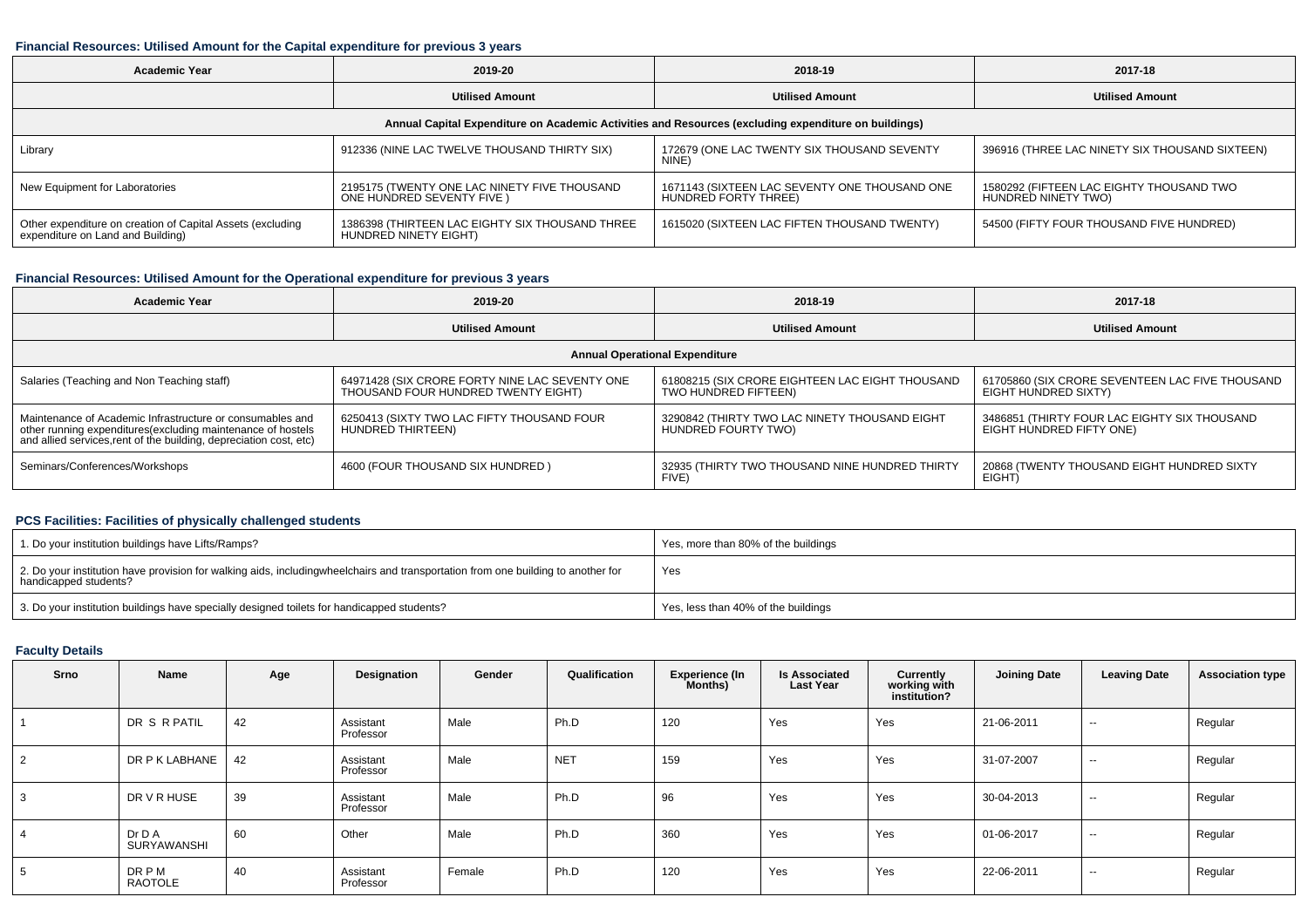### Financial Resources: Utilised Amount for the Capital expenditure for previous 3 years

| Academic Year | 2019-20 | 2018-19 | 2017-18 |
|---|---|---|---|
| | Utilised Amount | Utilised Amount | Utilised Amount |
| Annual Capital Expenditure on Academic Activities and Resources (excluding expenditure on buildings) | | | |
| Library | 912336 (NINE LAC TWELVE THOUSAND THIRTY SIX) | 172679 (ONE LAC TWENTY SIX THOUSAND SEVENTY NINE) | 396916 (THREE LAC NINETY SIX THOUSAND SIXTEEN) |
| New Equipment for Laboratories | 2195175 (TWENTY ONE LAC NINETY FIVE THOUSAND ONE HUNDRED SEVENTY FIVE ) | 1671143 (SIXTEEN LAC SEVENTY ONE THOUSAND ONE HUNDRED FORTY THREE) | 1580292 (FIFTEEN LAC EIGHTY THOUSAND TWO HUNDRED NINETY TWO) |
| Other expenditure on creation of Capital Assets (excluding expenditure on Land and Building) | 1386398 (THIRTEEN LAC EIGHTY SIX THOUSAND THREE HUNDRED NINETY EIGHT) | 1615020 (SIXTEEN LAC FIFTEN THOUSAND TWENTY) | 54500 (FIFTY FOUR THOUSAND FIVE HUNDRED) |

### Financial Resources: Utilised Amount for the Operational expenditure for previous 3 years

| Academic Year | 2019-20 | 2018-19 | 2017-18 |
|---|---|---|---|
| | Utilised Amount | Utilised Amount | Utilised Amount |
| Annual Operational Expenditure | | | |
| Salaries (Teaching and Non Teaching staff) | 64971428 (SIX CRORE FORTY NINE LAC SEVENTY ONE THOUSAND FOUR HUNDRED TWENTY EIGHT) | 61808215 (SIX CRORE EIGHTEEN LAC EIGHT THOUSAND TWO HUNDRED FIFTEEN) | 61705860 (SIX CRORE SEVENTEEN LAC FIVE THOUSAND EIGHT HUNDRED SIXTY) |
| Maintenance of Academic Infrastructure or consumables and other running expenditures(excluding maintenance of hostels and allied services,rent of the building, depreciation cost, etc) | 6250413 (SIXTY TWO LAC FIFTY THOUSAND FOUR HUNDRED THIRTEEN) | 3290842 (THIRTY TWO LAC NINETY THOUSAND EIGHT HUNDRED FOURTY TWO) | 3486851 (THIRTY FOUR LAC EIGHTY SIX THOUSAND EIGHT HUNDRED FIFTY ONE) |
| Seminars/Conferences/Workshops | 4600 (FOUR THOUSAND SIX HUNDRED ) | 32935 (THIRTY TWO THOUSAND NINE HUNDRED THIRTY FIVE) | 20868 (TWENTY THOUSAND EIGHT HUNDRED SIXTY EIGHT) |

### PCS Facilities: Facilities of physically challenged students

| | |
|---|---|
| 1. Do your institution buildings have Lifts/Ramps? | Yes, more than 80% of the buildings |
| 2. Do your institution have provision for walking aids, includingwheelchairs and transportation from one building to another for handicapped students? | Yes |
| 3. Do your institution buildings have specially designed toilets for handicapped students? | Yes, less than 40% of the buildings |

### Faculty Details

| Srno | Name | Age | Designation | Gender | Qualification | Experience (In Months) | Is Associated Last Year | Currently working with institution? | Joining Date | Leaving Date | Association type |
|---|---|---|---|---|---|---|---|---|---|---|---|
| 1 | DR S R PATIL | 42 | Assistant Professor | Male | Ph.D | 120 | Yes | Yes | 21-06-2011 | -- | Regular |
| 2 | DR P K LABHANE | 42 | Assistant Professor | Male | NET | 159 | Yes | Yes | 31-07-2007 | -- | Regular |
| 3 | DR V R HUSE | 39 | Assistant Professor | Male | Ph.D | 96 | Yes | Yes | 30-04-2013 | -- | Regular |
| 4 | Dr D A SURYAWANSHI | 60 | Other | Male | Ph.D | 360 | Yes | Yes | 01-06-2017 | -- | Regular |
| 5 | DR P M RAOTOLE | 40 | Assistant Professor | Female | Ph.D | 120 | Yes | Yes | 22-06-2011 | -- | Regular |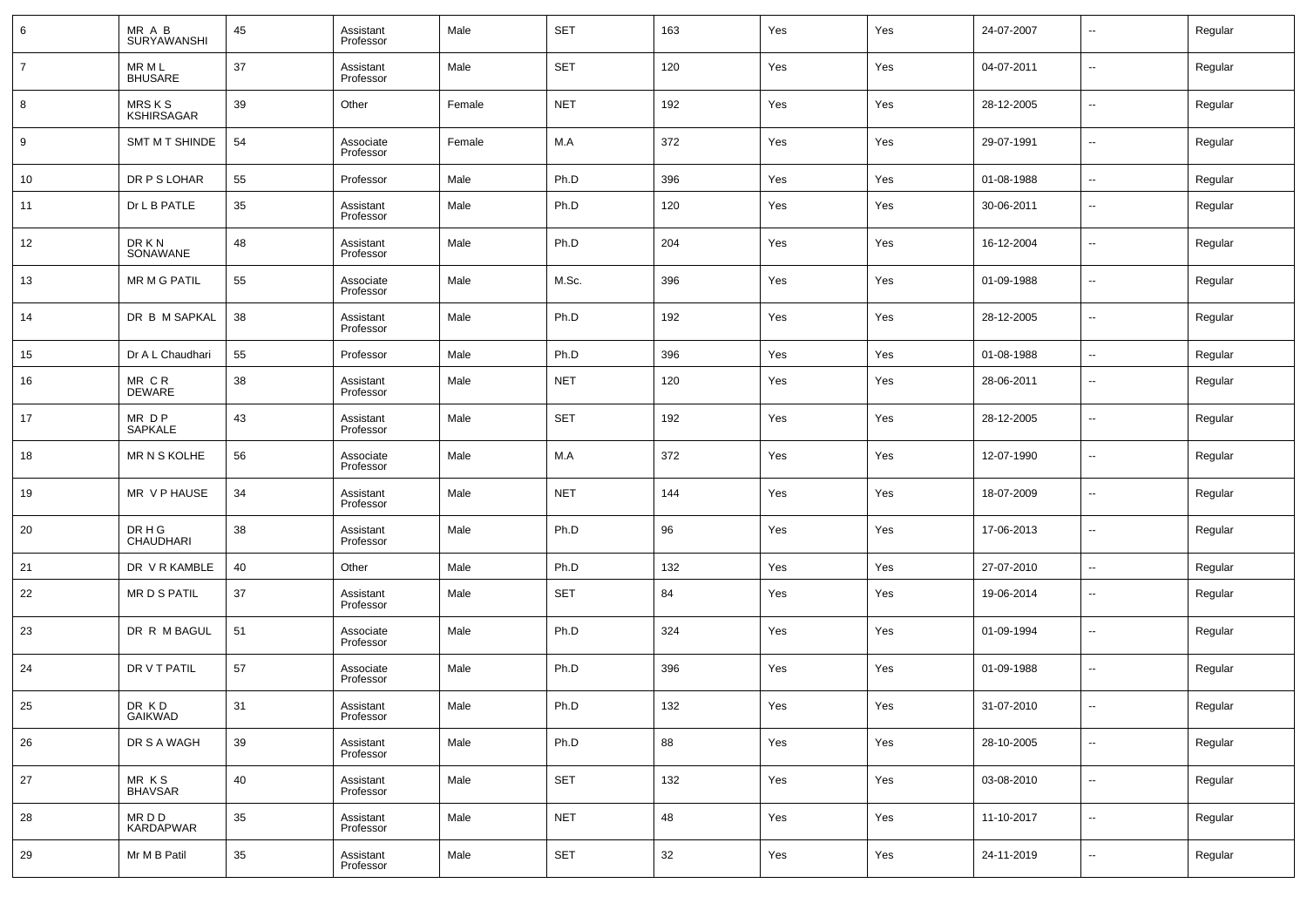| 6 | MR A B SURYAWANSHI | 45 | Assistant Professor | Male | SET | 163 | Yes | Yes | 24-07-2007 | -- | Regular |
|---|---|---|---|---|---|---|---|---|---|---|---|
| 7 | MR M L BHUSARE | 37 | Assistant Professor | Male | SET | 120 | Yes | Yes | 04-07-2011 | -- | Regular |
| 8 | MRS K S KSHIRSAGAR | 39 | Other | Female | NET | 192 | Yes | Yes | 28-12-2005 | -- | Regular |
| 9 | SMT M T SHINDE | 54 | Associate Professor | Female | M.A | 372 | Yes | Yes | 29-07-1991 | -- | Regular |
| 10 | DR P S LOHAR | 55 | Professor | Male | Ph.D | 396 | Yes | Yes | 01-08-1988 | -- | Regular |
| 11 | Dr L B PATLE | 35 | Assistant Professor | Male | Ph.D | 120 | Yes | Yes | 30-06-2011 | -- | Regular |
| 12 | DR K N SONAWANE | 48 | Assistant Professor | Male | Ph.D | 204 | Yes | Yes | 16-12-2004 | -- | Regular |
| 13 | MR M G PATIL | 55 | Associate Professor | Male | M.Sc. | 396 | Yes | Yes | 01-09-1988 | -- | Regular |
| 14 | DR B M SAPKAL | 38 | Assistant Professor | Male | Ph.D | 192 | Yes | Yes | 28-12-2005 | -- | Regular |
| 15 | Dr A L Chaudhari | 55 | Professor | Male | Ph.D | 396 | Yes | Yes | 01-08-1988 | -- | Regular |
| 16 | MR C R DEWARE | 38 | Assistant Professor | Male | NET | 120 | Yes | Yes | 28-06-2011 | -- | Regular |
| 17 | MR D P SAPKALE | 43 | Assistant Professor | Male | SET | 192 | Yes | Yes | 28-12-2005 | -- | Regular |
| 18 | MR N S KOLHE | 56 | Associate Professor | Male | M.A | 372 | Yes | Yes | 12-07-1990 | -- | Regular |
| 19 | MR V P HAUSE | 34 | Assistant Professor | Male | NET | 144 | Yes | Yes | 18-07-2009 | -- | Regular |
| 20 | DR H G CHAUDHARI | 38 | Assistant Professor | Male | Ph.D | 96 | Yes | Yes | 17-06-2013 | -- | Regular |
| 21 | DR V R KAMBLE | 40 | Other | Male | Ph.D | 132 | Yes | Yes | 27-07-2010 | -- | Regular |
| 22 | MR D S PATIL | 37 | Assistant Professor | Male | SET | 84 | Yes | Yes | 19-06-2014 | -- | Regular |
| 23 | DR R M BAGUL | 51 | Associate Professor | Male | Ph.D | 324 | Yes | Yes | 01-09-1994 | -- | Regular |
| 24 | DR V T PATIL | 57 | Associate Professor | Male | Ph.D | 396 | Yes | Yes | 01-09-1988 | -- | Regular |
| 25 | DR K D GAIKWAD | 31 | Assistant Professor | Male | Ph.D | 132 | Yes | Yes | 31-07-2010 | -- | Regular |
| 26 | DR S A WAGH | 39 | Assistant Professor | Male | Ph.D | 88 | Yes | Yes | 28-10-2005 | -- | Regular |
| 27 | MR K S BHAVSAR | 40 | Assistant Professor | Male | SET | 132 | Yes | Yes | 03-08-2010 | -- | Regular |
| 28 | MR D D KARDAPWAR | 35 | Assistant Professor | Male | NET | 48 | Yes | Yes | 11-10-2017 | -- | Regular |
| 29 | Mr M B Patil | 35 | Assistant Professor | Male | SET | 32 | Yes | Yes | 24-11-2019 | -- | Regular |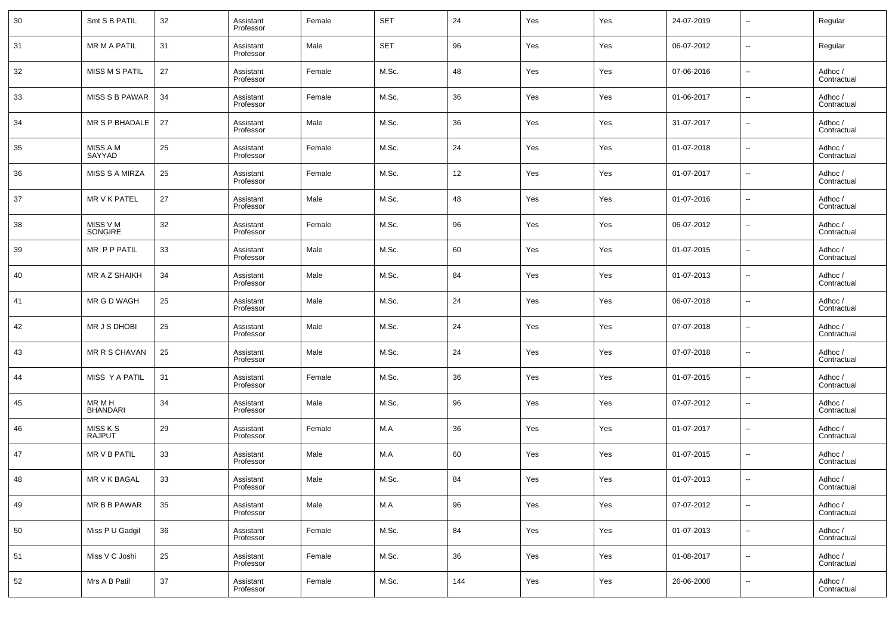| 30 | Smt S B PATIL | 32 | Assistant Professor | Female | SET | 24 | Yes | Yes | 24-07-2019 | -- | Regular |
|---|---|---|---|---|---|---|---|---|---|---|---|
| 31 | MR M A PATIL | 31 | Assistant Professor | Male | SET | 96 | Yes | Yes | 06-07-2012 | -- | Regular |
| 32 | MISS M S PATIL | 27 | Assistant Professor | Female | M.Sc. | 48 | Yes | Yes | 07-06-2016 | -- | Adhoc / Contractual |
| 33 | MISS S B PAWAR | 34 | Assistant Professor | Female | M.Sc. | 36 | Yes | Yes | 01-06-2017 | -- | Adhoc / Contractual |
| 34 | MR S P BHADALE | 27 | Assistant Professor | Male | M.Sc. | 36 | Yes | Yes | 31-07-2017 | -- | Adhoc / Contractual |
| 35 | MISS A M SAYYAD | 25 | Assistant Professor | Female | M.Sc. | 24 | Yes | Yes | 01-07-2018 | -- | Adhoc / Contractual |
| 36 | MISS S A MIRZA | 25 | Assistant Professor | Female | M.Sc. | 12 | Yes | Yes | 01-07-2017 | -- | Adhoc / Contractual |
| 37 | MR V K PATEL | 27 | Assistant Professor | Male | M.Sc. | 48 | Yes | Yes | 01-07-2016 | -- | Adhoc / Contractual |
| 38 | MISS V M SONGIRE | 32 | Assistant Professor | Female | M.Sc. | 96 | Yes | Yes | 06-07-2012 | -- | Adhoc / Contractual |
| 39 | MR P P PATIL | 33 | Assistant Professor | Male | M.Sc. | 60 | Yes | Yes | 01-07-2015 | -- | Adhoc / Contractual |
| 40 | MR A Z SHAIKH | 34 | Assistant Professor | Male | M.Sc. | 84 | Yes | Yes | 01-07-2013 | -- | Adhoc / Contractual |
| 41 | MR G D WAGH | 25 | Assistant Professor | Male | M.Sc. | 24 | Yes | Yes | 06-07-2018 | -- | Adhoc / Contractual |
| 42 | MR J S DHOBI | 25 | Assistant Professor | Male | M.Sc. | 24 | Yes | Yes | 07-07-2018 | -- | Adhoc / Contractual |
| 43 | MR R S CHAVAN | 25 | Assistant Professor | Male | M.Sc. | 24 | Yes | Yes | 07-07-2018 | -- | Adhoc / Contractual |
| 44 | MISS Y A PATIL | 31 | Assistant Professor | Female | M.Sc. | 36 | Yes | Yes | 01-07-2015 | -- | Adhoc / Contractual |
| 45 | MR M H BHANDARI | 34 | Assistant Professor | Male | M.Sc. | 96 | Yes | Yes | 07-07-2012 | -- | Adhoc / Contractual |
| 46 | MISS K S RAJPUT | 29 | Assistant Professor | Female | M.A | 36 | Yes | Yes | 01-07-2017 | -- | Adhoc / Contractual |
| 47 | MR V B PATIL | 33 | Assistant Professor | Male | M.A | 60 | Yes | Yes | 01-07-2015 | -- | Adhoc / Contractual |
| 48 | MR V K BAGAL | 33 | Assistant Professor | Male | M.Sc. | 84 | Yes | Yes | 01-07-2013 | -- | Adhoc / Contractual |
| 49 | MR B B PAWAR | 35 | Assistant Professor | Male | M.A | 96 | Yes | Yes | 07-07-2012 | -- | Adhoc / Contractual |
| 50 | Miss P U Gadgil | 36 | Assistant Professor | Female | M.Sc. | 84 | Yes | Yes | 01-07-2013 | -- | Adhoc / Contractual |
| 51 | Miss V C Joshi | 25 | Assistant Professor | Female | M.Sc. | 36 | Yes | Yes | 01-08-2017 | -- | Adhoc / Contractual |
| 52 | Mrs A B Patil | 37 | Assistant Professor | Female | M.Sc. | 144 | Yes | Yes | 26-06-2008 | -- | Adhoc / Contractual |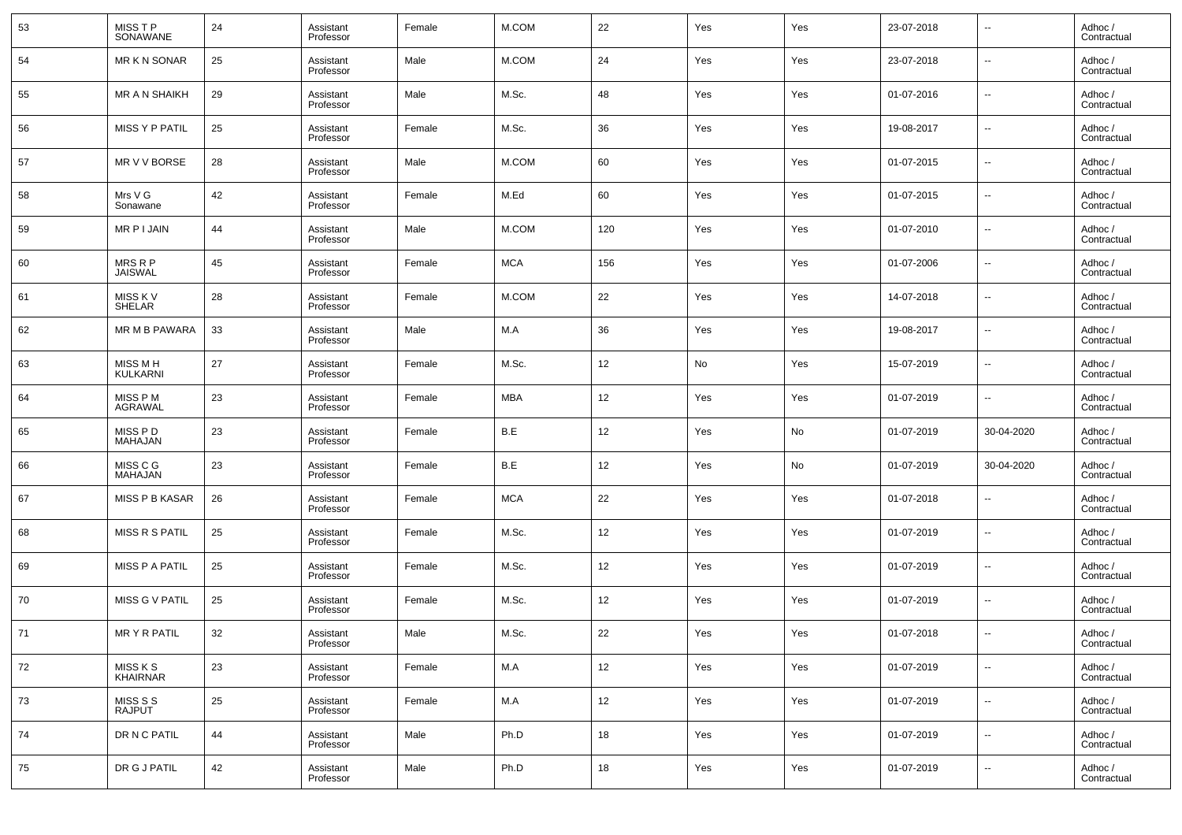| 53 | MISS T P SONAWANE | 24 | Assistant Professor | Female | M.COM | 22 | Yes | Yes | 23-07-2018 | -- | Adhoc / Contractual |
|---|---|---|---|---|---|---|---|---|---|---|---|
| 54 | MR K N SONAR | 25 | Assistant Professor | Male | M.COM | 24 | Yes | Yes | 23-07-2018 | -- | Adhoc / Contractual |
| 55 | MR A N SHAIKH | 29 | Assistant Professor | Male | M.Sc. | 48 | Yes | Yes | 01-07-2016 | -- | Adhoc / Contractual |
| 56 | MISS Y P PATIL | 25 | Assistant Professor | Female | M.Sc. | 36 | Yes | Yes | 19-08-2017 | -- | Adhoc / Contractual |
| 57 | MR V V BORSE | 28 | Assistant Professor | Male | M.COM | 60 | Yes | Yes | 01-07-2015 | -- | Adhoc / Contractual |
| 58 | Mrs V G Sonawane | 42 | Assistant Professor | Female | M.Ed | 60 | Yes | Yes | 01-07-2015 | -- | Adhoc / Contractual |
| 59 | MR P I JAIN | 44 | Assistant Professor | Male | M.COM | 120 | Yes | Yes | 01-07-2010 | -- | Adhoc / Contractual |
| 60 | MRS R P JAISWAL | 45 | Assistant Professor | Female | MCA | 156 | Yes | Yes | 01-07-2006 | -- | Adhoc / Contractual |
| 61 | MISS K V SHELAR | 28 | Assistant Professor | Female | M.COM | 22 | Yes | Yes | 14-07-2018 | -- | Adhoc / Contractual |
| 62 | MR M B PAWARA | 33 | Assistant Professor | Male | M.A | 36 | Yes | Yes | 19-08-2017 | -- | Adhoc / Contractual |
| 63 | MISS M H KULKARNI | 27 | Assistant Professor | Female | M.Sc. | 12 | No | Yes | 15-07-2019 | -- | Adhoc / Contractual |
| 64 | MISS P M AGRAWAL | 23 | Assistant Professor | Female | MBA | 12 | Yes | Yes | 01-07-2019 | -- | Adhoc / Contractual |
| 65 | MISS P D MAHAJAN | 23 | Assistant Professor | Female | B.E | 12 | Yes | No | 01-07-2019 | 30-04-2020 | Adhoc / Contractual |
| 66 | MISS C G MAHAJAN | 23 | Assistant Professor | Female | B.E | 12 | Yes | No | 01-07-2019 | 30-04-2020 | Adhoc / Contractual |
| 67 | MISS P B KASAR | 26 | Assistant Professor | Female | MCA | 22 | Yes | Yes | 01-07-2018 | -- | Adhoc / Contractual |
| 68 | MISS R S PATIL | 25 | Assistant Professor | Female | M.Sc. | 12 | Yes | Yes | 01-07-2019 | -- | Adhoc / Contractual |
| 69 | MISS P A PATIL | 25 | Assistant Professor | Female | M.Sc. | 12 | Yes | Yes | 01-07-2019 | -- | Adhoc / Contractual |
| 70 | MISS G V PATIL | 25 | Assistant Professor | Female | M.Sc. | 12 | Yes | Yes | 01-07-2019 | -- | Adhoc / Contractual |
| 71 | MR Y R PATIL | 32 | Assistant Professor | Male | M.Sc. | 22 | Yes | Yes | 01-07-2018 | -- | Adhoc / Contractual |
| 72 | MISS K S KHAIRNAR | 23 | Assistant Professor | Female | M.A | 12 | Yes | Yes | 01-07-2019 | -- | Adhoc / Contractual |
| 73 | MISS S S RAJPUT | 25 | Assistant Professor | Female | M.A | 12 | Yes | Yes | 01-07-2019 | -- | Adhoc / Contractual |
| 74 | DR N C PATIL | 44 | Assistant Professor | Male | Ph.D | 18 | Yes | Yes | 01-07-2019 | -- | Adhoc / Contractual |
| 75 | DR G J PATIL | 42 | Assistant Professor | Male | Ph.D | 18 | Yes | Yes | 01-07-2019 | -- | Adhoc / Contractual |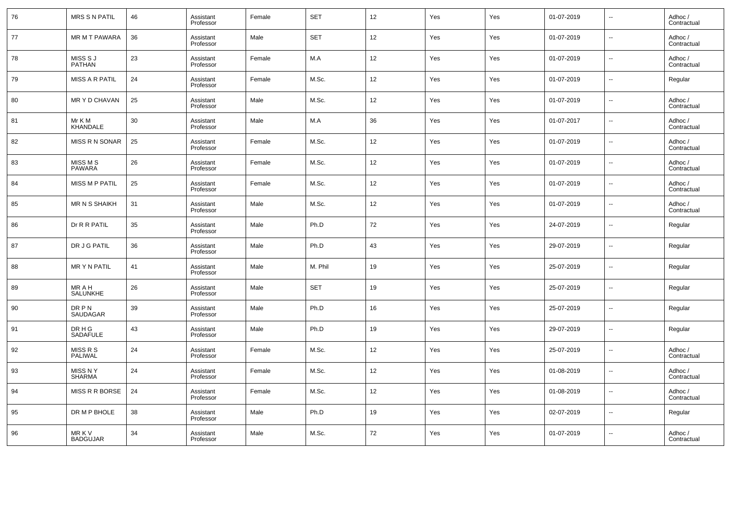| | | | | | | | | | | | |
|---|---|---|---|---|---|---|---|---|---|---|---|
| 76 | MRS S N PATIL | 46 | Assistant Professor | Female | SET | 12 | Yes | Yes | 01-07-2019 | -- | Adhoc / Contractual |
| 77 | MR M T PAWARA | 36 | Assistant Professor | Male | SET | 12 | Yes | Yes | 01-07-2019 | -- | Adhoc / Contractual |
| 78 | MISS S J PATHAN | 23 | Assistant Professor | Female | M.A | 12 | Yes | Yes | 01-07-2019 | -- | Adhoc / Contractual |
| 79 | MISS A R PATIL | 24 | Assistant Professor | Female | M.Sc. | 12 | Yes | Yes | 01-07-2019 | -- | Regular |
| 80 | MR Y D CHAVAN | 25 | Assistant Professor | Male | M.Sc. | 12 | Yes | Yes | 01-07-2019 | -- | Adhoc / Contractual |
| 81 | Mr K M KHANDALE | 30 | Assistant Professor | Male | M.A | 36 | Yes | Yes | 01-07-2017 | -- | Adhoc / Contractual |
| 82 | MISS R N SONAR | 25 | Assistant Professor | Female | M.Sc. | 12 | Yes | Yes | 01-07-2019 | -- | Adhoc / Contractual |
| 83 | MISS M S PAWARA | 26 | Assistant Professor | Female | M.Sc. | 12 | Yes | Yes | 01-07-2019 | -- | Adhoc / Contractual |
| 84 | MISS M P PATIL | 25 | Assistant Professor | Female | M.Sc. | 12 | Yes | Yes | 01-07-2019 | -- | Adhoc / Contractual |
| 85 | MR N S SHAIKH | 31 | Assistant Professor | Male | M.Sc. | 12 | Yes | Yes | 01-07-2019 | -- | Adhoc / Contractual |
| 86 | Dr R R PATIL | 35 | Assistant Professor | Male | Ph.D | 72 | Yes | Yes | 24-07-2019 | -- | Regular |
| 87 | DR J G PATIL | 36 | Assistant Professor | Male | Ph.D | 43 | Yes | Yes | 29-07-2019 | -- | Regular |
| 88 | MR Y N PATIL | 41 | Assistant Professor | Male | M. Phil | 19 | Yes | Yes | 25-07-2019 | -- | Regular |
| 89 | MR A H SALUNKHE | 26 | Assistant Professor | Male | SET | 19 | Yes | Yes | 25-07-2019 | -- | Regular |
| 90 | DR P N SAUDAGAR | 39 | Assistant Professor | Male | Ph.D | 16 | Yes | Yes | 25-07-2019 | -- | Regular |
| 91 | DR H G SADAFULE | 43 | Assistant Professor | Male | Ph.D | 19 | Yes | Yes | 29-07-2019 | -- | Regular |
| 92 | MISS R S PALIWAL | 24 | Assistant Professor | Female | M.Sc. | 12 | Yes | Yes | 25-07-2019 | -- | Adhoc / Contractual |
| 93 | MISS N Y SHARMA | 24 | Assistant Professor | Female | M.Sc. | 12 | Yes | Yes | 01-08-2019 | -- | Adhoc / Contractual |
| 94 | MISS R R BORSE | 24 | Assistant Professor | Female | M.Sc. | 12 | Yes | Yes | 01-08-2019 | -- | Adhoc / Contractual |
| 95 | DR M P BHOLE | 38 | Assistant Professor | Male | Ph.D | 19 | Yes | Yes | 02-07-2019 | -- | Regular |
| 96 | MR K V BADGUJAR | 34 | Assistant Professor | Male | M.Sc. | 72 | Yes | Yes | 01-07-2019 | -- | Adhoc / Contractual |